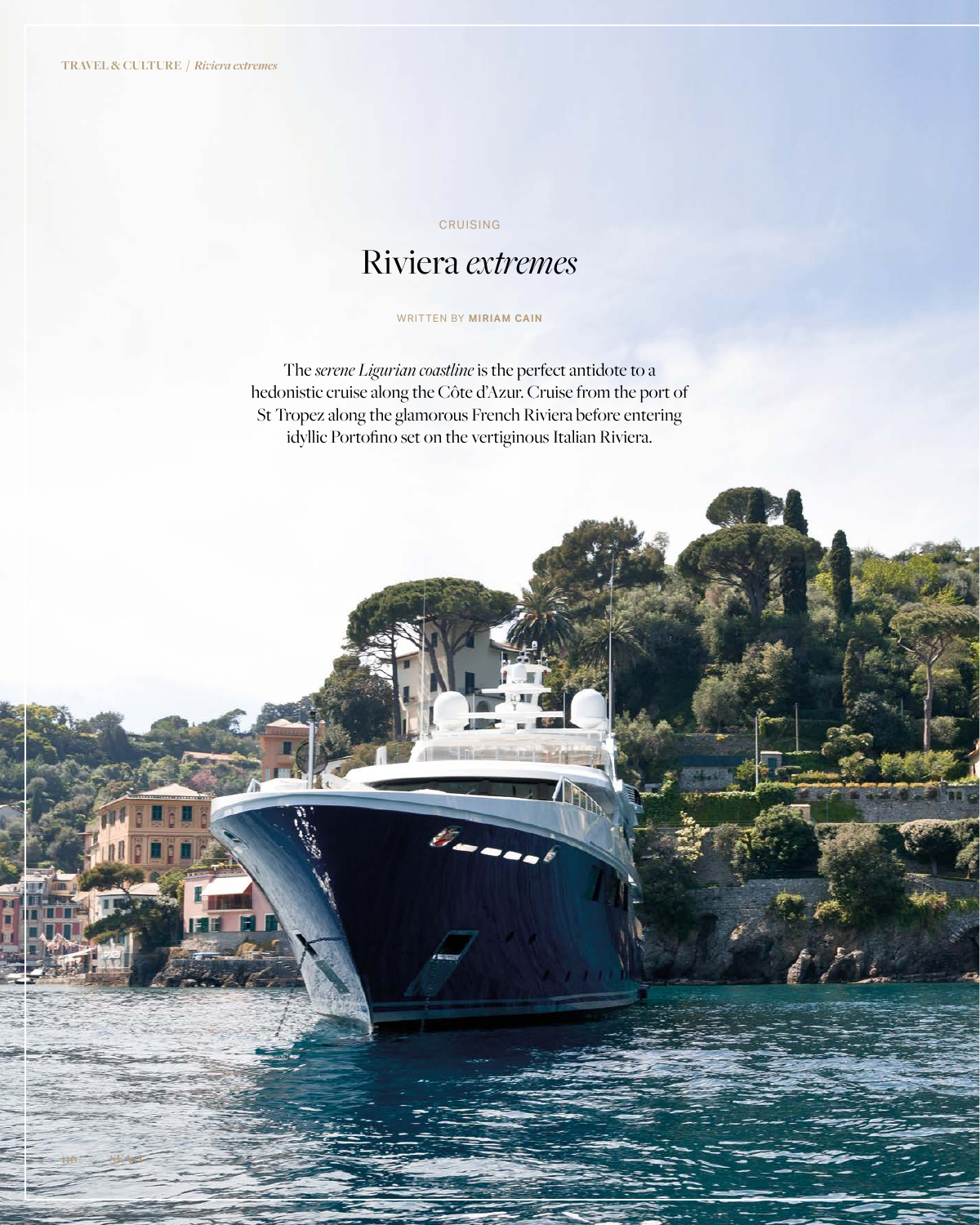CRUISING

# Riviera *extremes*

WRITTEN BY **MIRIAM CAIN**

The *serene Ligurian coastline* is the perfect antidote to a hedonistic cruise along the Côte d'Azur. Cruise from the port of St Tropez along the glamorous French Riviera before entering idyllic Portofino set on the vertiginous Italian Riviera.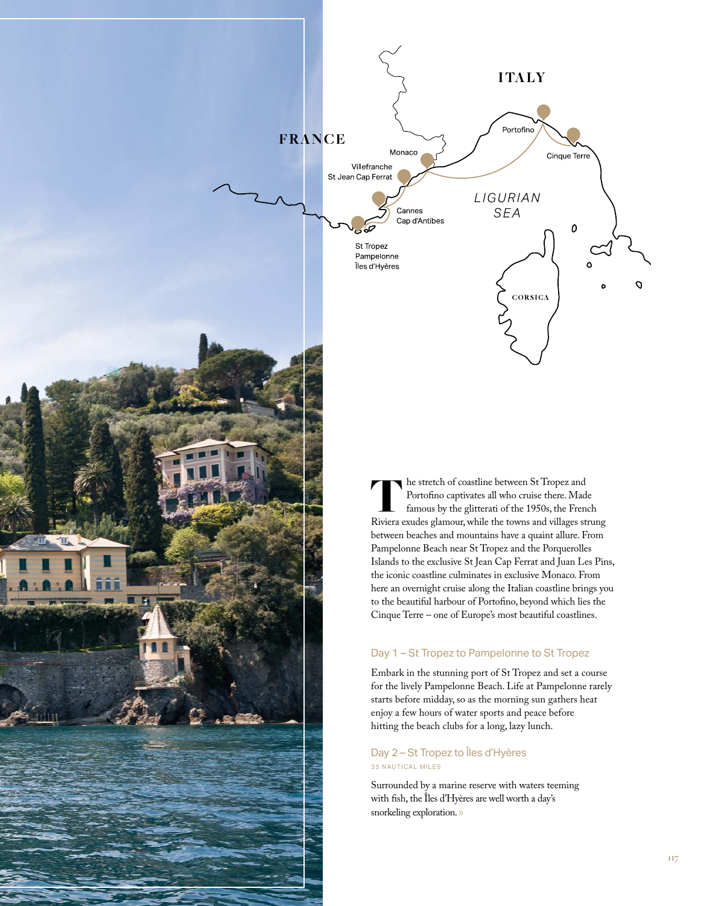The stretch of coastline between St Tropez and Portofino captivates all who cruise there. Made famous by the glitterati of the 1950s, the French Riviera exudes glamour, while the towns and villages strung between beaches and mountains have a quaint allure. From Pampelonne Beach near St Tropez and the Porquerolles Islands to the exclusive St Jean Cap Ferrat and Juan Les Pins, the iconic coastline culminates in exclusive Monaco. From here an overnight cruise along the Italian coastline brings you to the beautiful harbour of Portofino, beyond which lies the Cinque Terre – one of Europe's most beautiful coastlines.

### Day 1 – St Tropez to Pampelonne to St Tropez

Embark in the stunning port of St Tropez and set a course for the lively Pampelonne Beach. Life at Pampelonne rarely starts before midday, so as the morning sun gathers heat enjoy a few hours of water sports and peace before hitting the beach clubs for a long, lazy lunch.

### Day 2 – St Tropez to Îles d'Hyères

35 NAUTICAL MILES

Surrounded by a marine reserve with waters teeming with fish, the Îles d'Hyères are well worth a day's snorkeling exploration. »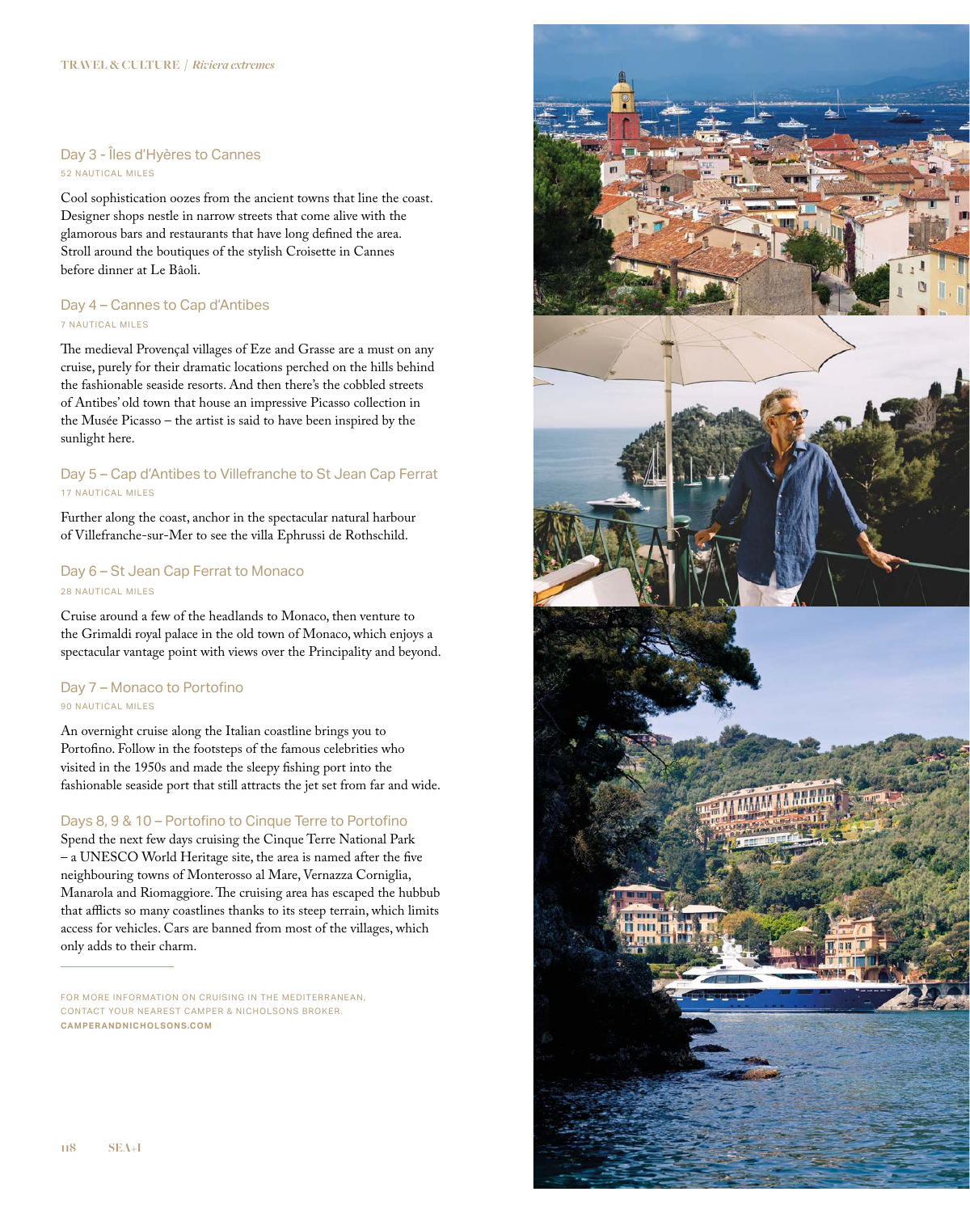### Day 3 - Îles d'Hyères to Cannes

52 NAUTICAL MILES

Cool sophistication oozes from the ancient towns that line the coast. Designer shops nestle in narrow streets that come alive with the glamorous bars and restaurants that have long defined the area. Stroll around the boutiques of the stylish Croisette in Cannes before dinner at Le Bâoli.

### Day 4 – Cannes to Cap d'Antibes

7 NAUTICAL MILES

The medieval Provençal villages of Eze and Grasse are a must on any cruise, purely for their dramatic locations perched on the hills behind the fashionable seaside resorts. And then there's the cobbled streets of Antibes' old town that house an impressive Picasso collection in the Musée Picasso – the artist is said to have been inspired by the sunlight here.

### Day 5 – Cap d'Antibes to Villefranche to St Jean Cap Ferrat

17 NAUTICAL MILES

Further along the coast, anchor in the spectacular natural harbour of Villefranche-sur-Mer to see the villa Ephrussi de Rothschild.

### Day 6 – St Jean Cap Ferrat to Monaco

28 NAUTICAL MILES

Cruise around a few of the headlands to Monaco, then venture to the Grimaldi royal palace in the old town of Monaco, which enjoys a spectacular vantage point with views over the Principality and beyond.

### Day 7 – Monaco to Portofino

90 NAUTICAL MILES

An overnight cruise along the Italian coastline brings you to Portofino. Follow in the footsteps of the famous celebrities who visited in the 1950s and made the sleepy fishing port into the fashionable seaside port that still attracts the jet set from far and wide.

### Days 8, 9 & 10 – Portofino to Cinque Terre to Portofino

Spend the next few days cruising the Cinque Terre National Park – a UNESCO World Heritage site, the area is named after the five neighbouring towns of Monterosso al Mare, Vernazza Corniglia, Manarola and Riomaggiore. The cruising area has escaped the hubbub that afflicts so many coastlines thanks to its steep terrain, which limits access for vehicles. Cars are banned from most of the villages, which only adds to their charm.

---

FOR MORE INFORMATION ON CRUISING IN THE MEDITERRANEAN, CONTACT YOUR NEAREST CAMPER & NICHOLSONS BROKER.
**CAMPERANDNICHOLSONS.COM**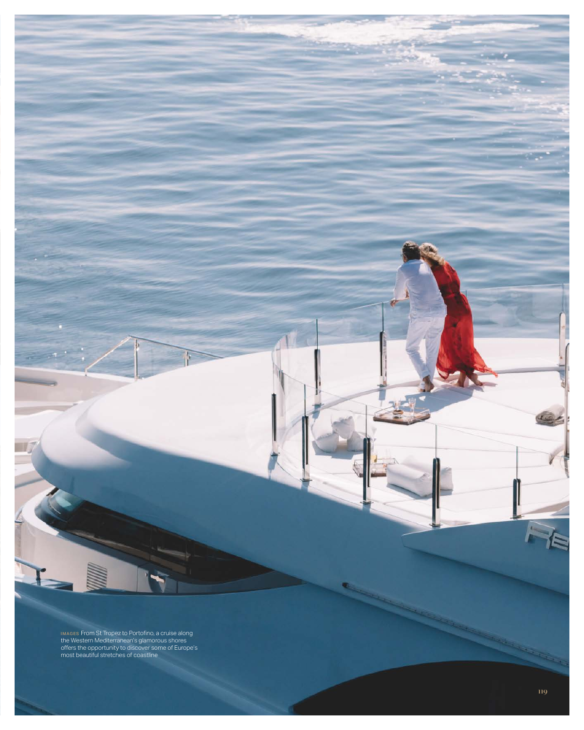IMAGES From St Tropez to Portofino, a cruise along the Western Mediterranean's glamorous shores offers the opportunity to discover some of Europe's most beautiful stretches of coastline